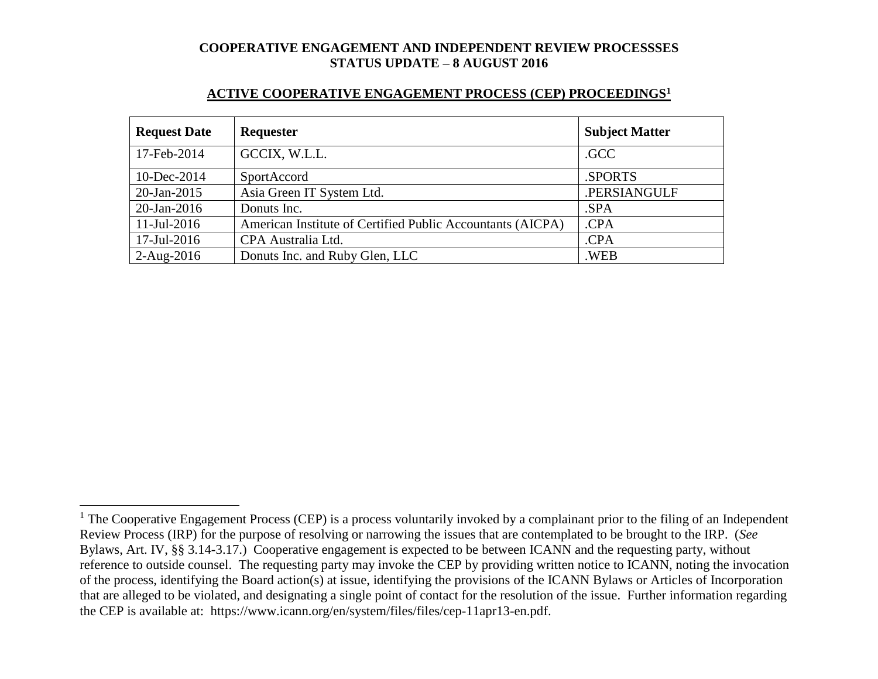**COOPERATIVE ENGAGEMENT AND INDEPENDENT REVIEW PROCESSSES**
**STATUS UPDATE – 8 AUGUST 2016**

## ACTIVE COOPERATIVE ENGAGEMENT PROCESS (CEP) PROCEEDINGS[1]

| Request Date | Requester | Subject Matter |
|---|---|---|
| 17-Feb-2014 | GCCIX, W.L.L. | .GCC |
| 10-Dec-2014 | SportAccord | .SPORTS |
| 20-Jan-2015 | Asia Green IT System Ltd. | .PERSIANGULF |
| 20-Jan-2016 | Donuts Inc. | .SPA |
| 11-Jul-2016 | American Institute of Certified Public Accountants (AICPA) | .CPA |
| 17-Jul-2016 | CPA Australia Ltd. | .CPA |
| 2-Aug-2016 | Donuts Inc. and Ruby Glen, LLC | .WEB |

[1] The Cooperative Engagement Process (CEP) is a process voluntarily invoked by a complainant prior to the filing of an Independent Review Process (IRP) for the purpose of resolving or narrowing the issues that are contemplated to be brought to the IRP. (*See* Bylaws, Art. IV, §§ 3.14-3.17.) Cooperative engagement is expected to be between ICANN and the requesting party, without reference to outside counsel. The requesting party may invoke the CEP by providing written notice to ICANN, noting the invocation of the process, identifying the Board action(s) at issue, identifying the provisions of the ICANN Bylaws or Articles of Incorporation that are alleged to be violated, and designating a single point of contact for the resolution of the issue. Further information regarding the CEP is available at: https://www.icann.org/en/system/files/files/cep-11apr13-en.pdf.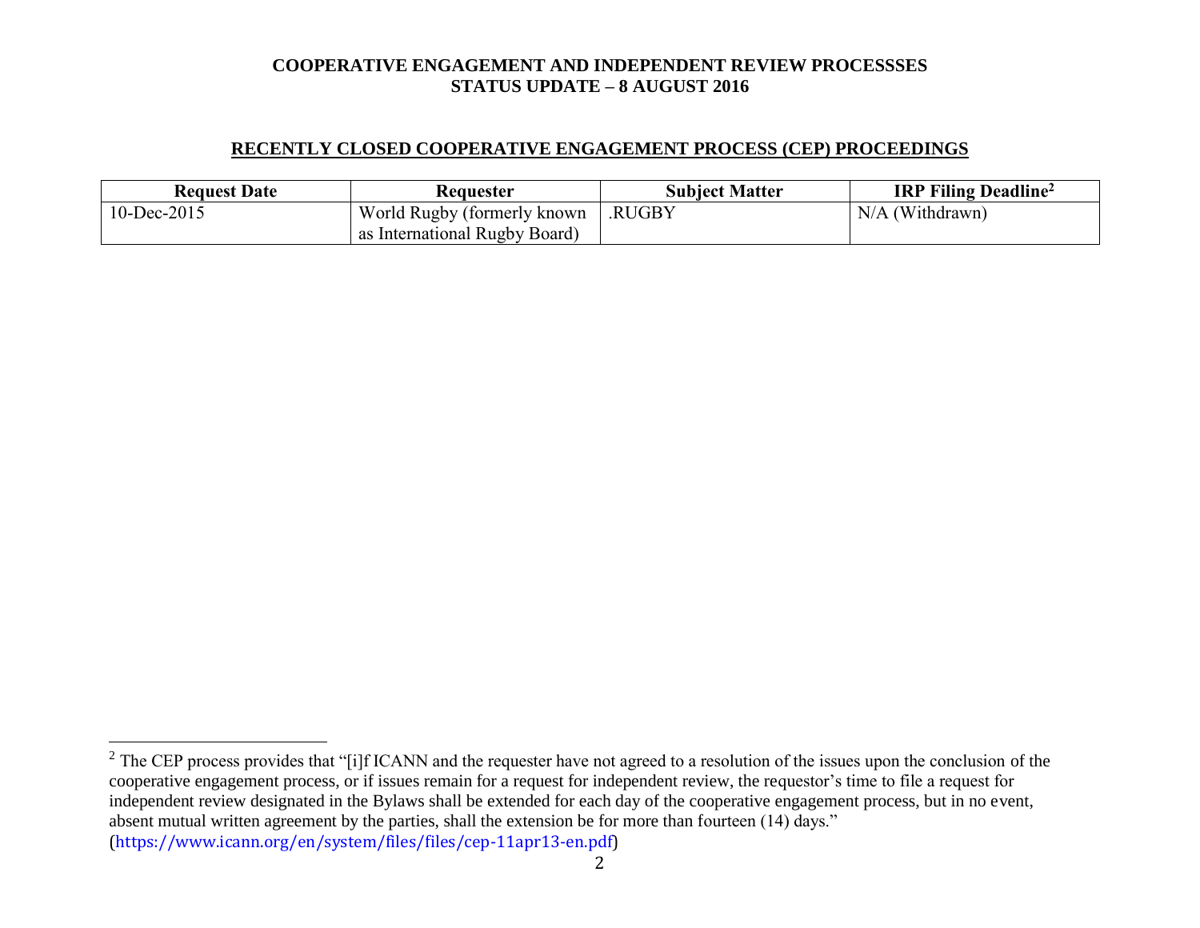## RECENTLY CLOSED COOPERATIVE ENGAGEMENT PROCESS (CEP) PROCEEDINGS

| Request Date | Requester | Subject Matter | IRP Filing Deadline[2] |
|---|---|---|---|
| 10-Dec-2015 | World Rugby (formerly known as International Rugby Board) | .RUGBY | N/A (Withdrawn) |

---

[2] The CEP process provides that "[i]f ICANN and the requester have not agreed to a resolution of the issues upon the conclusion of the cooperative engagement process, or if issues remain for a request for independent review, the requestor's time to file a request for independent review designated in the Bylaws shall be extended for each day of the cooperative engagement process, but in no event, absent mutual written agreement by the parties, shall the extension be for more than fourteen (14) days." (https://www.icann.org/en/system/files/files/cep-11apr13-en.pdf)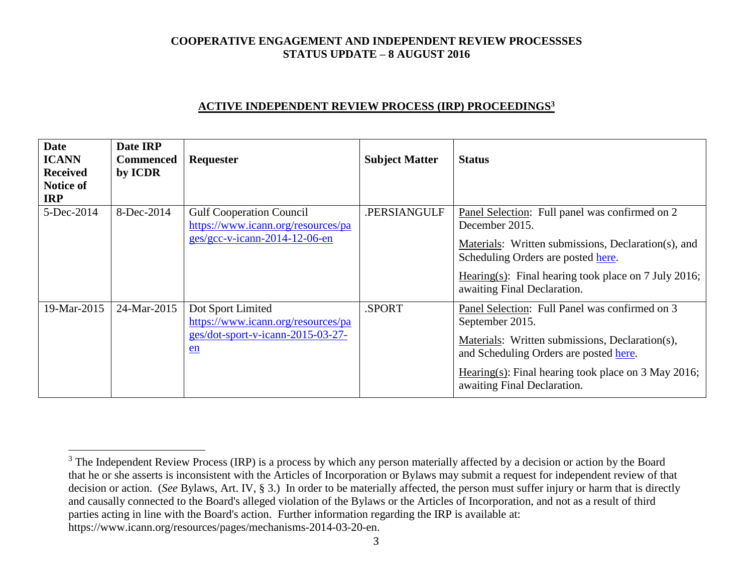**COOPERATIVE ENGAGEMENT AND INDEPENDENT REVIEW PROCESSSES**
**STATUS UPDATE – 8 AUGUST 2016**

## ACTIVE INDEPENDENT REVIEW PROCESS (IRP) PROCEEDINGS[3]

| Date ICANN Received Notice of IRP | Date IRP Commenced by ICDR | Requester | Subject Matter | Status |
|---|---|---|---|---|
| 5-Dec-2014 | 8-Dec-2014 | Gulf Cooperation Council https://www.icann.org/resources/pages/gcc-v-icann-2014-12-06-en | .PERSIANGULF | Panel Selection: Full panel was confirmed on 2 December 2015.<br><br>Materials: Written submissions, Declaration(s), and Scheduling Orders are posted here.<br><br>Hearing(s): Final hearing took place on 7 July 2016; awaiting Final Declaration. |
| 19-Mar-2015 | 24-Mar-2015 | Dot Sport Limited https://www.icann.org/resources/pages/dot-sport-v-icann-2015-03-27-en | .SPORT | Panel Selection: Full Panel was confirmed on 3 September 2015.<br><br>Materials: Written submissions, Declaration(s), and Scheduling Orders are posted here.<br><br>Hearing(s): Final hearing took place on 3 May 2016; awaiting Final Declaration. |

[3] The Independent Review Process (IRP) is a process by which any person materially affected by a decision or action by the Board that he or she asserts is inconsistent with the Articles of Incorporation or Bylaws may submit a request for independent review of that decision or action. (*See* Bylaws, Art. IV, § 3.) In order to be materially affected, the person must suffer injury or harm that is directly and causally connected to the Board's alleged violation of the Bylaws or the Articles of Incorporation, and not as a result of third parties acting in line with the Board's action. Further information regarding the IRP is available at: https://www.icann.org/resources/pages/mechanisms-2014-03-20-en.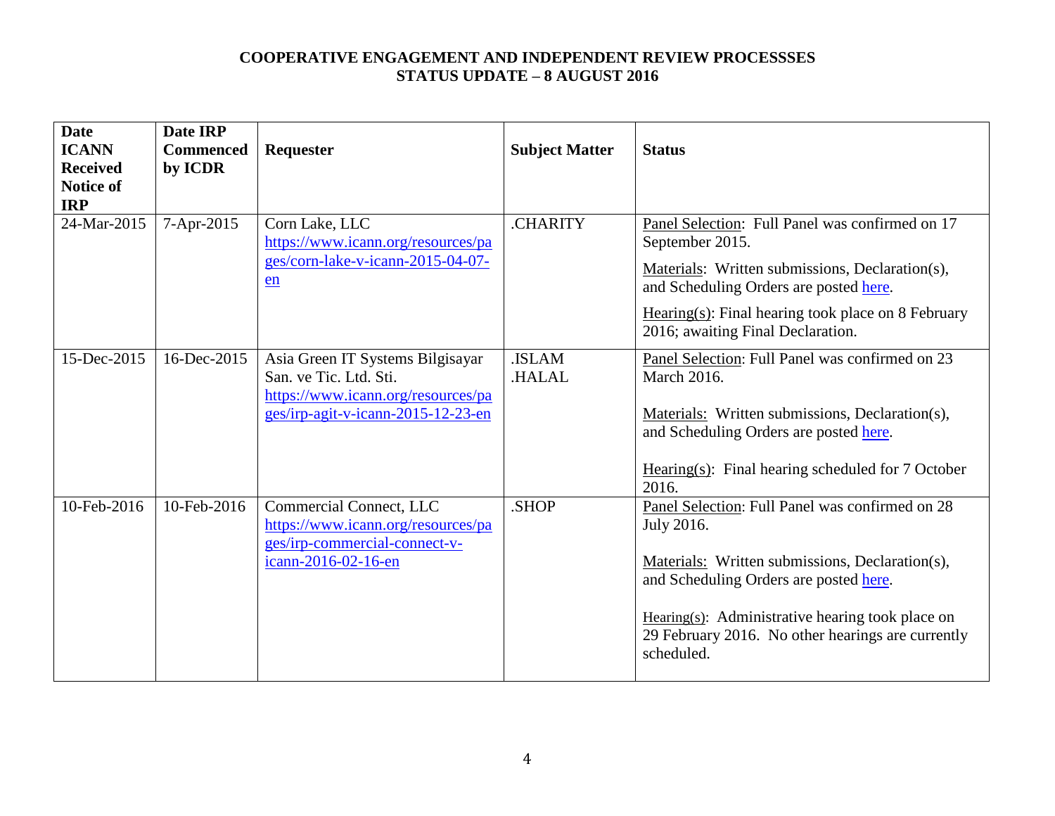**COOPERATIVE ENGAGEMENT AND INDEPENDENT REVIEW PROCESSSES**
**STATUS UPDATE – 8 AUGUST 2016**

| Date ICANN Received Notice of IRP | Date IRP Commenced by ICDR | Requester | Subject Matter | Status |
|---|---|---|---|---|
| 24-Mar-2015 | 7-Apr-2015 | Corn Lake, LLC https://www.icann.org/resources/pages/corn-lake-v-icann-2015-04-07-en | .CHARITY | Panel Selection: Full Panel was confirmed on 17 September 2015.<br>Materials: Written submissions, Declaration(s), and Scheduling Orders are posted here.<br>Hearing(s): Final hearing took place on 8 February 2016; awaiting Final Declaration. |
| 15-Dec-2015 | 16-Dec-2015 | Asia Green IT Systems Bilgisayar San. ve Tic. Ltd. Sti. https://www.icann.org/resources/pages/irp-agit-v-icann-2015-12-23-en | .ISLAM<br>.HALAL | Panel Selection: Full Panel was confirmed on 23 March 2016.<br>Materials: Written submissions, Declaration(s), and Scheduling Orders are posted here.<br>Hearing(s): Final hearing scheduled for 7 October 2016. |
| 10-Feb-2016 | 10-Feb-2016 | Commercial Connect, LLC https://www.icann.org/resources/pages/irp-commercial-connect-v-icann-2016-02-16-en | .SHOP | Panel Selection: Full Panel was confirmed on 28 July 2016.<br>Materials: Written submissions, Declaration(s), and Scheduling Orders are posted here.<br>Hearing(s): Administrative hearing took place on 29 February 2016. No other hearings are currently scheduled. |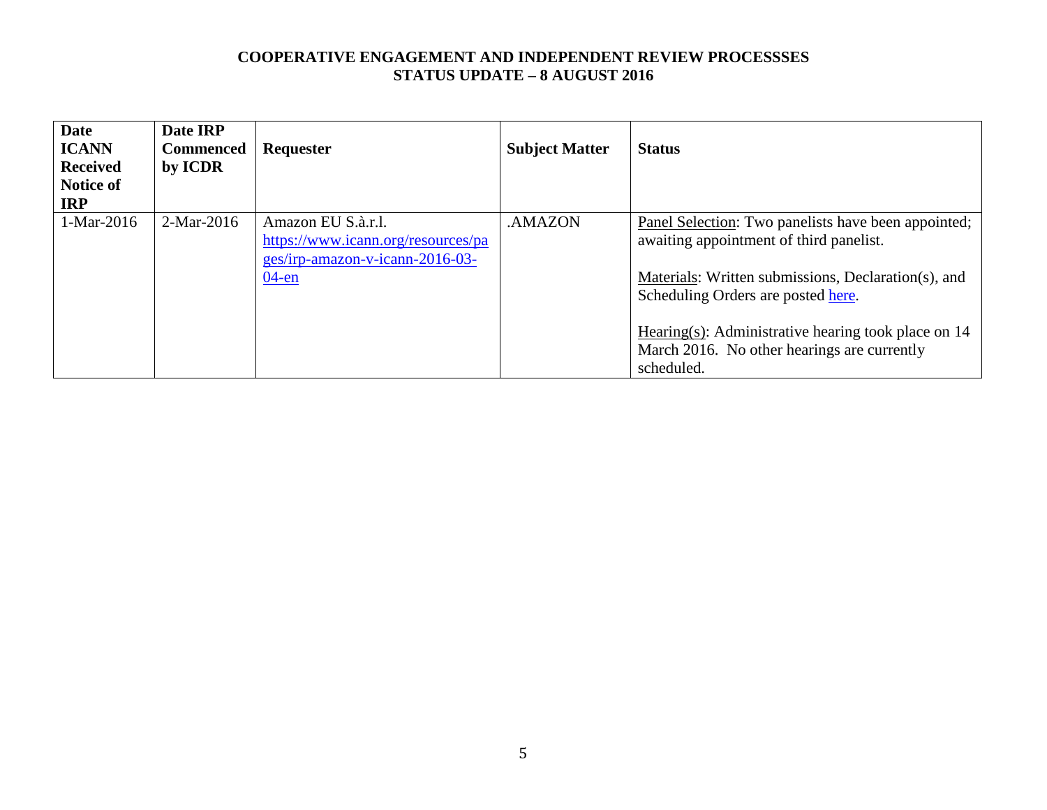# COOPERATIVE ENGAGEMENT AND INDEPENDENT REVIEW PROCESSSES
## STATUS UPDATE – 8 AUGUST 2016

| Date ICANN Received Notice of IRP | Date IRP Commenced by ICDR | Requester | Subject Matter | Status |
|---|---|---|---|---|
| 1-Mar-2016 | 2-Mar-2016 | Amazon EU S.à.r.l. https://www.icann.org/resources/pages/irp-amazon-v-icann-2016-03-04-en | .AMAZON | Panel Selection: Two panelists have been appointed; awaiting appointment of third panelist.<br><br>Materials: Written submissions, Declaration(s), and Scheduling Orders are posted here.<br><br>Hearing(s): Administrative hearing took place on 14 March 2016. No other hearings are currently scheduled. |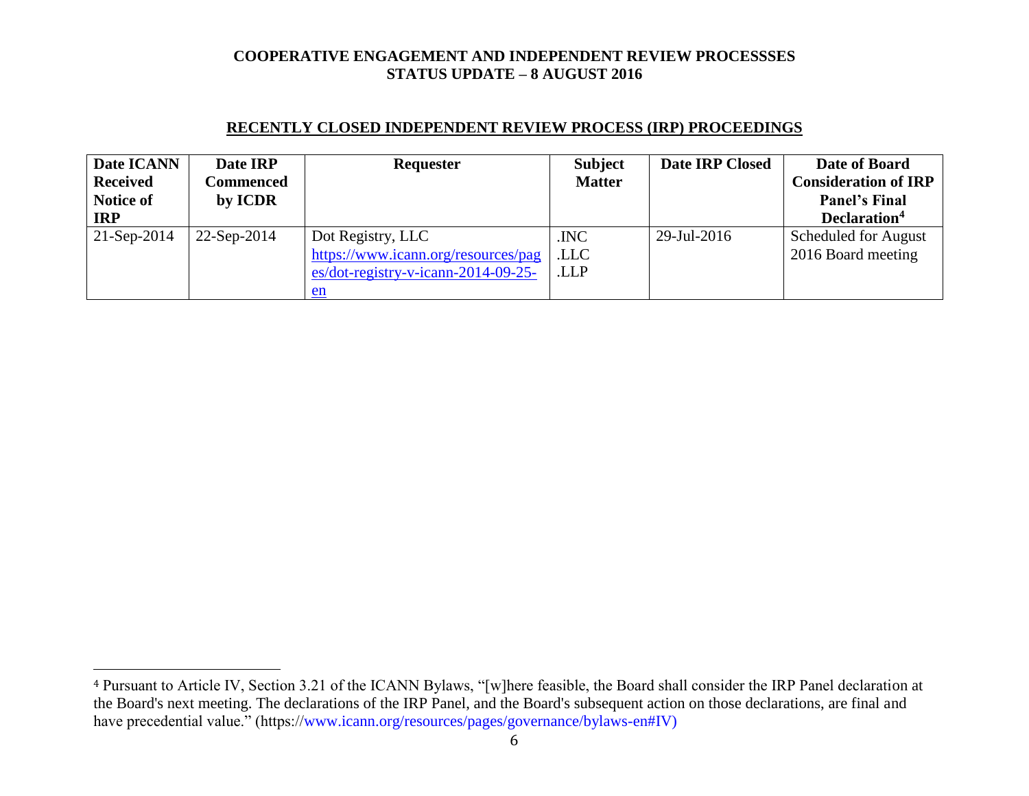# COOPERATIVE ENGAGEMENT AND INDEPENDENT REVIEW PROCESSSES
# STATUS UPDATE – 8 AUGUST 2016

## RECENTLY CLOSED INDEPENDENT REVIEW PROCESS (IRP) PROCEEDINGS

| Date ICANN Received Notice of IRP | Date IRP Commenced by ICDR | Requester | Subject Matter | Date IRP Closed | Date of Board Consideration of IRP Panel's Final Declaration[4] |
|---|---|---|---|---|---|
| 21-Sep-2014 | 22-Sep-2014 | Dot Registry, LLC https://www.icann.org/resources/pages/dot-registry-v-icann-2014-09-25-en | .INC .LLC .LLP | 29-Jul-2016 | Scheduled for August 2016 Board meeting |

[4] Pursuant to Article IV, Section 3.21 of the ICANN Bylaws, "[w]here feasible, the Board shall consider the IRP Panel declaration at the Board's next meeting. The declarations of the IRP Panel, and the Board's subsequent action on those declarations, are final and have precedential value." (https://www.icann.org/resources/pages/governance/bylaws-en#IV)